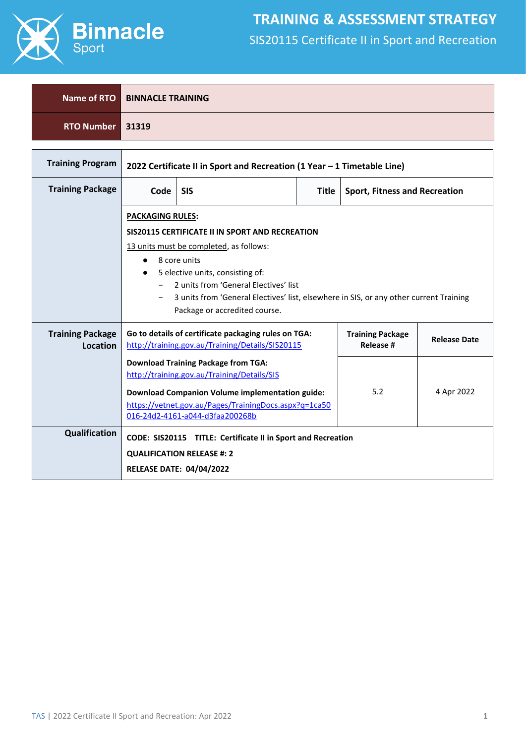# TRAINING & ASSESSMENT STRATEGY

## SIS20115 Certificate II in Sport and Recreation

| Name of RTO | BINNACLE TRAINING |
|---|---|
| RTO Number | 31319 |

| | | | | |
|---|---|---|---|---|
| **Training Program** | **2022 Certificate II in Sport and Recreation (1 Year – 1 Timetable Line)** | | | |
| **Training Package** | **Code** | **SIS** | **Title** | **Sport, Fitness and Recreation** |
| | **PACKAGING RULES**:<br>**SIS20115 CERTIFICATE II IN SPORT AND RECREATION**<br>13 units must be completed, as follows:<br>● 8 core units<br>● 5 elective units, consisting of:<br>– 2 units from 'General Electives' list<br>– 3 units from 'General Electives' list, elsewhere in SIS, or any other current Training Package or accredited course. | | | |
| **Training Package Location** | **Go to details of certificate packaging rules on TGA:**<br>http://training.gov.au/Training/Details/SIS20115 | | **Training Package Release #** | **Release Date** |
| | **Download Training Package from TGA:**<br>http://training.gov.au/Training/Details/SIS<br>**Download Companion Volume implementation guide:**<br>https://vetnet.gov.au/Pages/TrainingDocs.aspx?q=1ca50016-24d2-4161-a044-d3faa200268b | | 5.2 | 4 Apr 2022 |
| **Qualification** | **CODE: SIS20115 TITLE: Certificate II in Sport and Recreation**<br>**QUALIFICATION RELEASE #: 2**<br>**RELEASE DATE: 04/04/2022** | | | |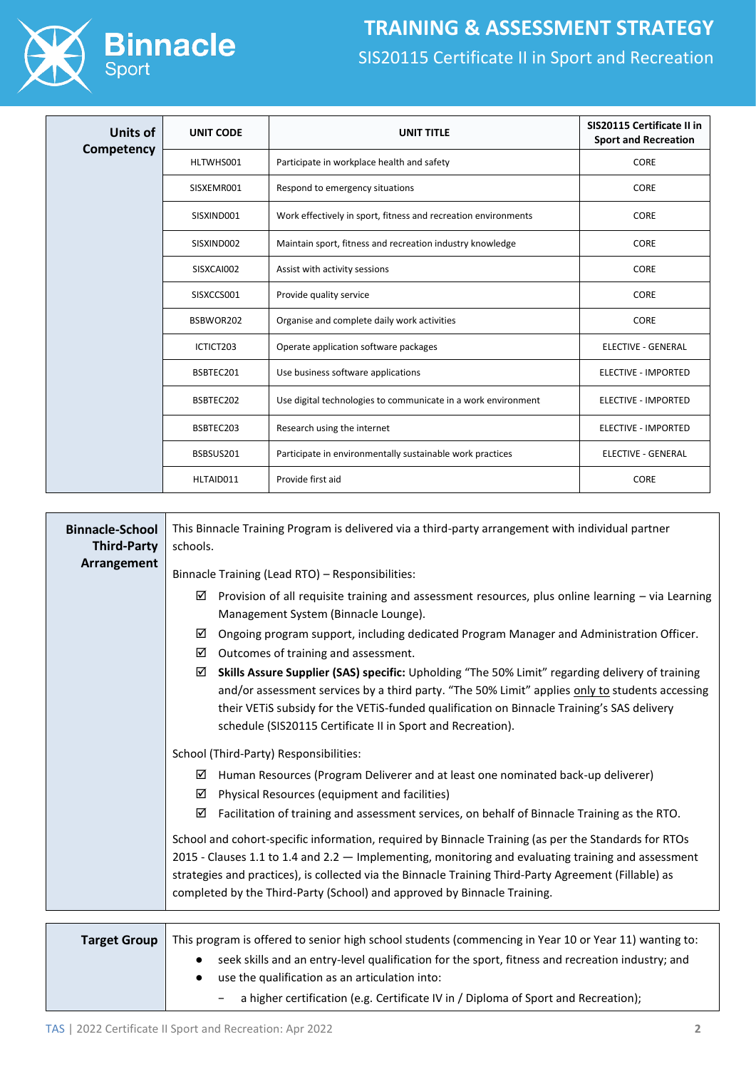| Units of Competency | UNIT CODE | UNIT TITLE | SIS20115 Certificate II in Sport and Recreation |
|---|---|---|---|
| | HLTWHS001 | Participate in workplace health and safety | CORE |
| | SISXEMR001 | Respond to emergency situations | CORE |
| | SISXIND001 | Work effectively in sport, fitness and recreation environments | CORE |
| | SISXIND002 | Maintain sport, fitness and recreation industry knowledge | CORE |
| | SISXCAI002 | Assist with activity sessions | CORE |
| | SISXCCS001 | Provide quality service | CORE |
| | BSBWOR202 | Organise and complete daily work activities | CORE |
| | ICTICT203 | Operate application software packages | ELECTIVE - GENERAL |
| | BSBTEC201 | Use business software applications | ELECTIVE - IMPORTED |
| | BSBTEC202 | Use digital technologies to communicate in a work environment | ELECTIVE - IMPORTED |
| | BSBTEC203 | Research using the internet | ELECTIVE - IMPORTED |
| | BSBSUS201 | Participate in environmentally sustainable work practices | ELECTIVE - GENERAL |
| | HLTAID011 | Provide first aid | CORE |

**Binnacle-School Third-Party Arrangement**

This Binnacle Training Program is delivered via a third-party arrangement with individual partner schools.

Binnacle Training (Lead RTO) – Responsibilities:

- ☑ Provision of all requisite training and assessment resources, plus online learning – via Learning Management System (Binnacle Lounge).
- ☑ Ongoing program support, including dedicated Program Manager and Administration Officer.
- ☑ Outcomes of training and assessment.
- ☑ **Skills Assure Supplier (SAS) specific:** Upholding "The 50% Limit" regarding delivery of training and/or assessment services by a third party. "The 50% Limit" applies only to students accessing their VETiS subsidy for the VETiS-funded qualification on Binnacle Training's SAS delivery schedule (SIS20115 Certificate II in Sport and Recreation).

School (Third-Party) Responsibilities:

- ☑ Human Resources (Program Deliverer and at least one nominated back-up deliverer)
- ☑ Physical Resources (equipment and facilities)
- ☑ Facilitation of training and assessment services, on behalf of Binnacle Training as the RTO.

School and cohort-specific information, required by Binnacle Training (as per the Standards for RTOs 2015 - Clauses 1.1 to 1.4 and 2.2 — Implementing, monitoring and evaluating training and assessment strategies and practices), is collected via the Binnacle Training Third-Party Agreement (Fillable) as completed by the Third-Party (School) and approved by Binnacle Training.

**Target Group**

This program is offered to senior high school students (commencing in Year 10 or Year 11) wanting to:

- seek skills and an entry-level qualification for the sport, fitness and recreation industry; and
- use the qualification as an articulation into:
  - a higher certification (e.g. Certificate IV in / Diploma of Sport and Recreation);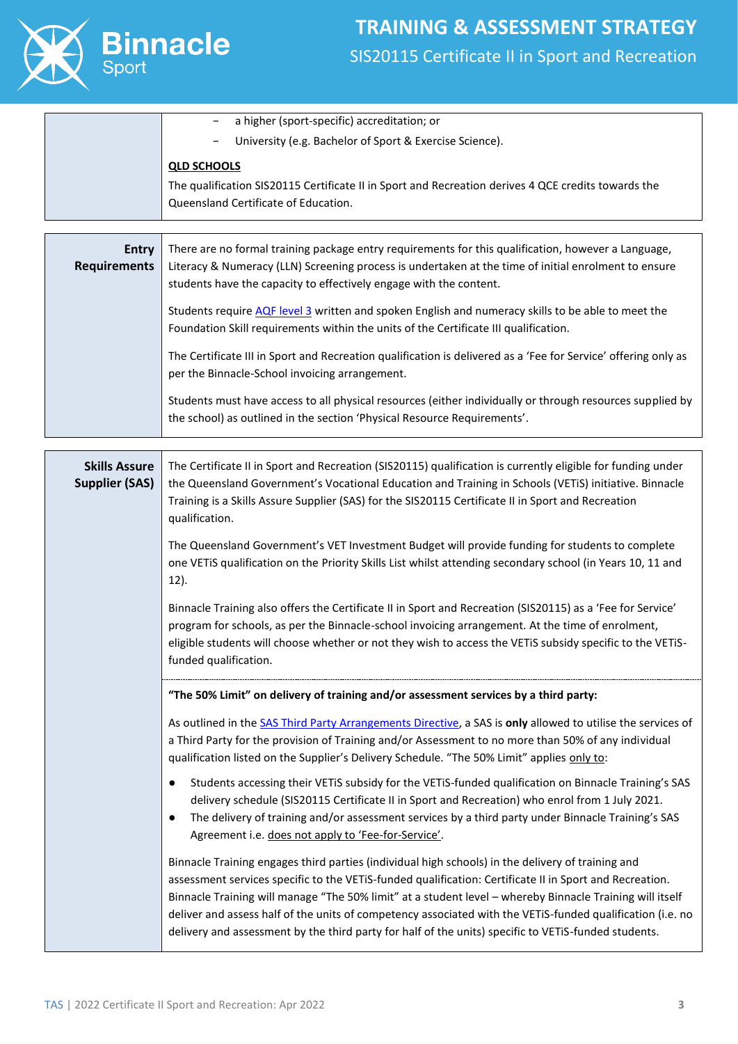|  |  |
|---|---|
|  | − a higher (sport-specific) accreditation; or<br>− University (e.g. Bachelor of Sport & Exercise Science).<br><br>**QLD SCHOOLS**<br><br>The qualification SIS20115 Certificate II in Sport and Recreation derives 4 QCE credits towards the Queensland Certificate of Education. |

| **Entry Requirements** | There are no formal training package entry requirements for this qualification, however a Language, Literacy & Numeracy (LLN) Screening process is undertaken at the time of initial enrolment to ensure students have the capacity to effectively engage with the content.<br><br>Students require AQF level 3 written and spoken English and numeracy skills to be able to meet the Foundation Skill requirements within the units of the Certificate III qualification.<br><br>The Certificate III in Sport and Recreation qualification is delivered as a 'Fee for Service' offering only as per the Binnacle-School invoicing arrangement.<br><br>Students must have access to all physical resources (either individually or through resources supplied by the school) as outlined in the section 'Physical Resource Requirements'. |
|---|---|

| **Skills Assure Supplier (SAS)** | The Certificate II in Sport and Recreation (SIS20115) qualification is currently eligible for funding under the Queensland Government's Vocational Education and Training in Schools (VETiS) initiative. Binnacle Training is a Skills Assure Supplier (SAS) for the SIS20115 Certificate II in Sport and Recreation qualification.<br><br>The Queensland Government's VET Investment Budget will provide funding for students to complete one VETiS qualification on the Priority Skills List whilst attending secondary school (in Years 10, 11 and 12).<br><br>Binnacle Training also offers the Certificate II in Sport and Recreation (SIS20115) as a 'Fee for Service' program for schools, as per the Binnacle-school invoicing arrangement. At the time of enrolment, eligible students will choose whether or not they wish to access the VETiS subsidy specific to the VETiS-funded qualification.<br><br>**"The 50% Limit" on delivery of training and/or assessment services by a third party:**<br><br>As outlined in the SAS Third Party Arrangements Directive, a SAS is **only** allowed to utilise the services of a Third Party for the provision of Training and/or Assessment to no more than 50% of any individual qualification listed on the Supplier's Delivery Schedule. "The 50% Limit" applies only to:<br><br>● Students accessing their VETiS subsidy for the VETiS-funded qualification on Binnacle Training's SAS delivery schedule (SIS20115 Certificate II in Sport and Recreation) who enrol from 1 July 2021.<br>● The delivery of training and/or assessment services by a third party under Binnacle Training's SAS Agreement i.e. does not apply to 'Fee-for-Service'.<br><br>Binnacle Training engages third parties (individual high schools) in the delivery of training and assessment services specific to the VETiS-funded qualification: Certificate II in Sport and Recreation. Binnacle Training will manage "The 50% limit" at a student level – whereby Binnacle Training will itself deliver and assess half of the units of competency associated with the VETiS-funded qualification (i.e. no delivery and assessment by the third party for half of the units) specific to VETiS-funded students. |
|---|---|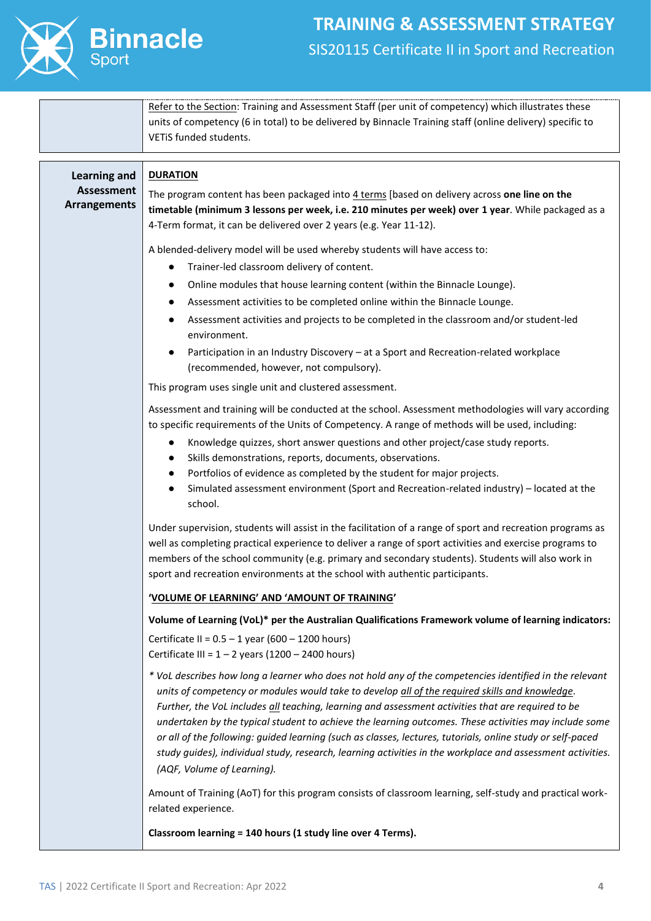| | |
|---|---|
| | Refer to the Section: Training and Assessment Staff (per unit of competency) which illustrates these units of competency (6 in total) to be delivered by Binnacle Training staff (online delivery) specific to VETiS funded students. |

| | |
|---|---|
| **Learning and Assessment Arrangements** | **DURATION**<br><br>The program content has been packaged into 4 terms [based on delivery across **one line on the timetable (minimum 3 lessons per week, i.e. 210 minutes per week) over 1 year**. While packaged as a 4-Term format, it can be delivered over 2 years (e.g. Year 11-12).<br><br>A blended-delivery model will be used whereby students will have access to:<br>• Trainer-led classroom delivery of content.<br>• Online modules that house learning content (within the Binnacle Lounge).<br>• Assessment activities to be completed online within the Binnacle Lounge.<br>• Assessment activities and projects to be completed in the classroom and/or student-led environment.<br>• Participation in an Industry Discovery – at a Sport and Recreation-related workplace (recommended, however, not compulsory).<br><br>This program uses single unit and clustered assessment.<br><br>Assessment and training will be conducted at the school. Assessment methodologies will vary according to specific requirements of the Units of Competency. A range of methods will be used, including:<br>• Knowledge quizzes, short answer questions and other project/case study reports.<br>• Skills demonstrations, reports, documents, observations.<br>• Portfolios of evidence as completed by the student for major projects.<br>• Simulated assessment environment (Sport and Recreation-related industry) – located at the school.<br><br>Under supervision, students will assist in the facilitation of a range of sport and recreation programs as well as completing practical experience to deliver a range of sport activities and exercise programs to members of the school community (e.g. primary and secondary students). Students will also work in sport and recreation environments at the school with authentic participants.<br><br>**'VOLUME OF LEARNING' AND 'AMOUNT OF TRAINING'**<br><br>**Volume of Learning (VoL)* per the Australian Qualifications Framework volume of learning indicators:**<br><br>Certificate II = 0.5 – 1 year (600 – 1200 hours)<br>Certificate III = 1 – 2 years (1200 – 2400 hours)<br><br>*\* VoL describes how long a learner who does not hold any of the competencies identified in the relevant units of competency or modules would take to develop all of the required skills and knowledge. Further, the VoL includes all teaching, learning and assessment activities that are required to be undertaken by the typical student to achieve the learning outcomes. These activities may include some or all of the following: guided learning (such as classes, lectures, tutorials, online study or self-paced study guides), individual study, research, learning activities in the workplace and assessment activities. (AQF, Volume of Learning).*<br><br>Amount of Training (AoT) for this program consists of classroom learning, self-study and practical work-related experience.<br><br>**Classroom learning = 140 hours (1 study line over 4 Terms).** |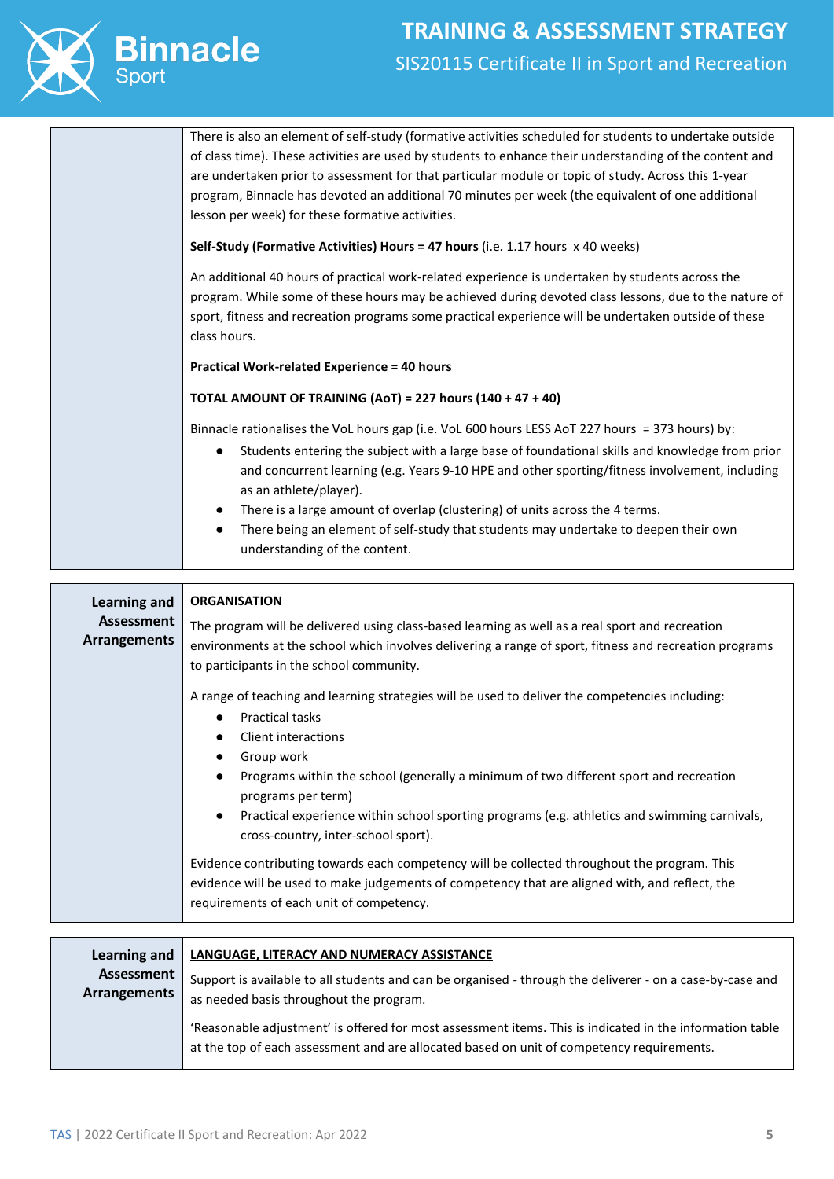There is also an element of self-study (formative activities scheduled for students to undertake outside of class time). These activities are used by students to enhance their understanding of the content and are undertaken prior to assessment for that particular module or topic of study. Across this 1-year program, Binnacle has devoted an additional 70 minutes per week (the equivalent of one additional lesson per week) for these formative activities.

**Self-Study (Formative Activities) Hours = 47 hours** (i.e. 1.17 hours x 40 weeks)

An additional 40 hours of practical work-related experience is undertaken by students across the program. While some of these hours may be achieved during devoted class lessons, due to the nature of sport, fitness and recreation programs some practical experience will be undertaken outside of these class hours.

**Practical Work-related Experience = 40 hours**

**TOTAL AMOUNT OF TRAINING (AoT) = 227 hours (140 + 47 + 40)**

Binnacle rationalises the VoL hours gap (i.e. VoL 600 hours LESS AoT 227 hours = 373 hours) by:

- Students entering the subject with a large base of foundational skills and knowledge from prior and concurrent learning (e.g. Years 9-10 HPE and other sporting/fitness involvement, including as an athlete/player).
- There is a large amount of overlap (clustering) of units across the 4 terms.
- There being an element of self-study that students may undertake to deepen their own understanding of the content.

## Learning and Assessment Arrangements

**ORGANISATION**

The program will be delivered using class-based learning as well as a real sport and recreation environments at the school which involves delivering a range of sport, fitness and recreation programs to participants in the school community.

A range of teaching and learning strategies will be used to deliver the competencies including:

- Practical tasks
- Client interactions
- Group work
- Programs within the school (generally a minimum of two different sport and recreation programs per term)
- Practical experience within school sporting programs (e.g. athletics and swimming carnivals, cross-country, inter-school sport).

Evidence contributing towards each competency will be collected throughout the program. This evidence will be used to make judgements of competency that are aligned with, and reflect, the requirements of each unit of competency.

## Learning and Assessment Arrangements

**LANGUAGE, LITERACY AND NUMERACY ASSISTANCE**

Support is available to all students and can be organised - through the deliverer - on a case-by-case and as needed basis throughout the program.

'Reasonable adjustment' is offered for most assessment items. This is indicated in the information table at the top of each assessment and are allocated based on unit of competency requirements.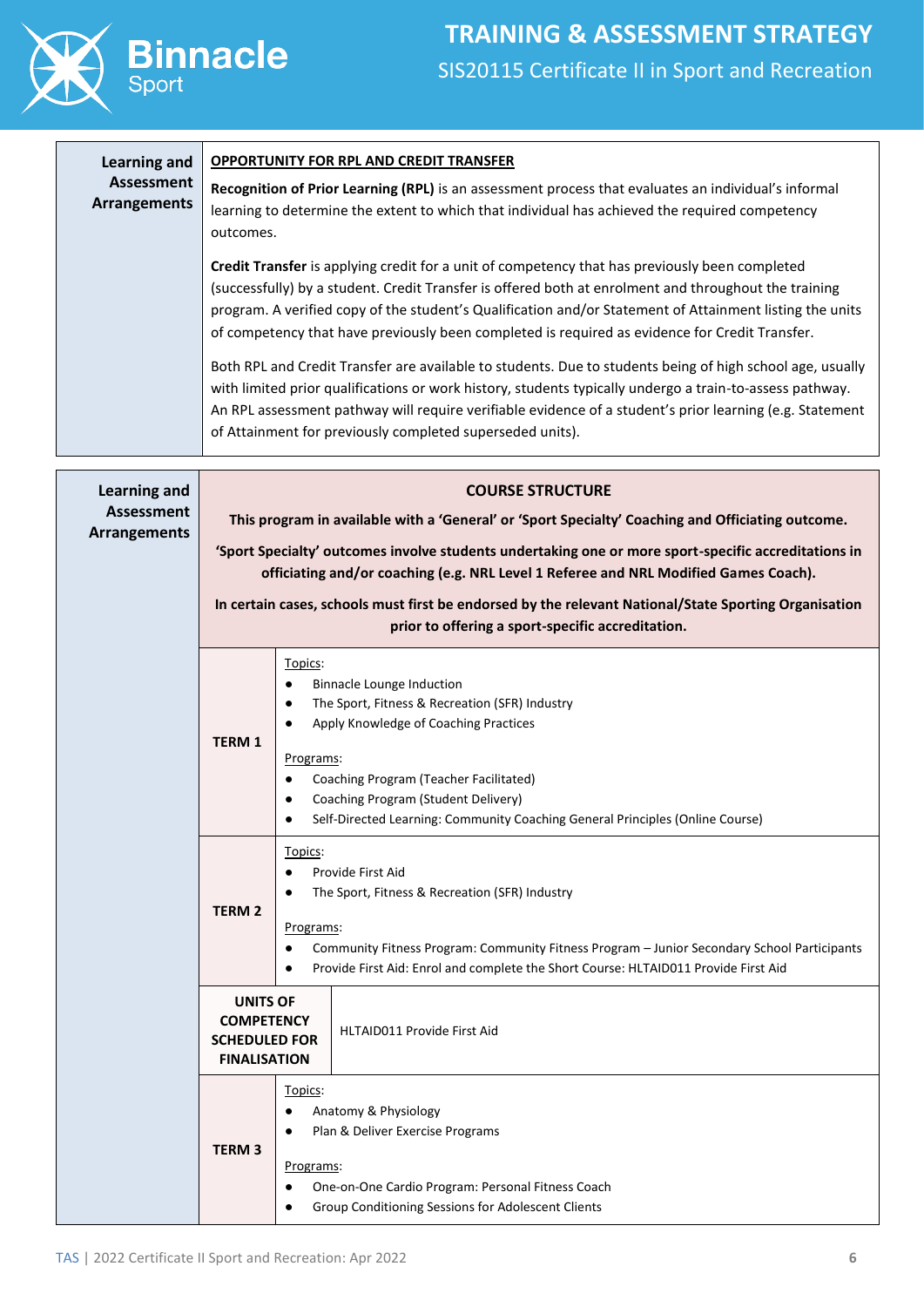| Learning and Assessment Arrangements | **OPPORTUNITY FOR RPL AND CREDIT TRANSFER**<br><br>**Recognition of Prior Learning (RPL)** is an assessment process that evaluates an individual's informal learning to determine the extent to which that individual has achieved the required competency outcomes.<br><br>**Credit Transfer** is applying credit for a unit of competency that has previously been completed (successfully) by a student. Credit Transfer is offered both at enrolment and throughout the training program. A verified copy of the student's Qualification and/or Statement of Attainment listing the units of competency that have previously been completed is required as evidence for Credit Transfer.<br><br>Both RPL and Credit Transfer are available to students. Due to students being of high school age, usually with limited prior qualifications or work history, students typically undergo a train-to-assess pathway. An RPL assessment pathway will require verifiable evidence of a student's prior learning (e.g. Statement of Attainment for previously completed superseded units). |
|---|---|

| Learning and Assessment Arrangements | | |
|---|---|---|
| | **COURSE STRUCTURE**<br><br>**This program in available with a 'General' or 'Sport Specialty' Coaching and Officiating outcome.**<br><br>**'Sport Specialty' outcomes involve students undertaking one or more sport-specific accreditations in officiating and/or coaching (e.g. NRL Level 1 Referee and NRL Modified Games Coach).**<br><br>**In certain cases, schools must first be endorsed by the relevant National/State Sporting Organisation prior to offering a sport-specific accreditation.** | |
| | **TERM 1** | Topics:<br>• Binnacle Lounge Induction<br>• The Sport, Fitness & Recreation (SFR) Industry<br>• Apply Knowledge of Coaching Practices<br><br>Programs:<br>• Coaching Program (Teacher Facilitated)<br>• Coaching Program (Student Delivery)<br>• Self-Directed Learning: Community Coaching General Principles (Online Course) |
| | **TERM 2** | Topics:<br>• Provide First Aid<br>• The Sport, Fitness & Recreation (SFR) Industry<br><br>Programs:<br>• Community Fitness Program: Community Fitness Program – Junior Secondary School Participants<br>• Provide First Aid: Enrol and complete the Short Course: HLTAID011 Provide First Aid |
| | **UNITS OF COMPETENCY SCHEDULED FOR FINALISATION** | HLTAID011 Provide First Aid |
| | **TERM 3** | Topics:<br>• Anatomy & Physiology<br>• Plan & Deliver Exercise Programs<br><br>Programs:<br>• One-on-One Cardio Program: Personal Fitness Coach<br>• Group Conditioning Sessions for Adolescent Clients |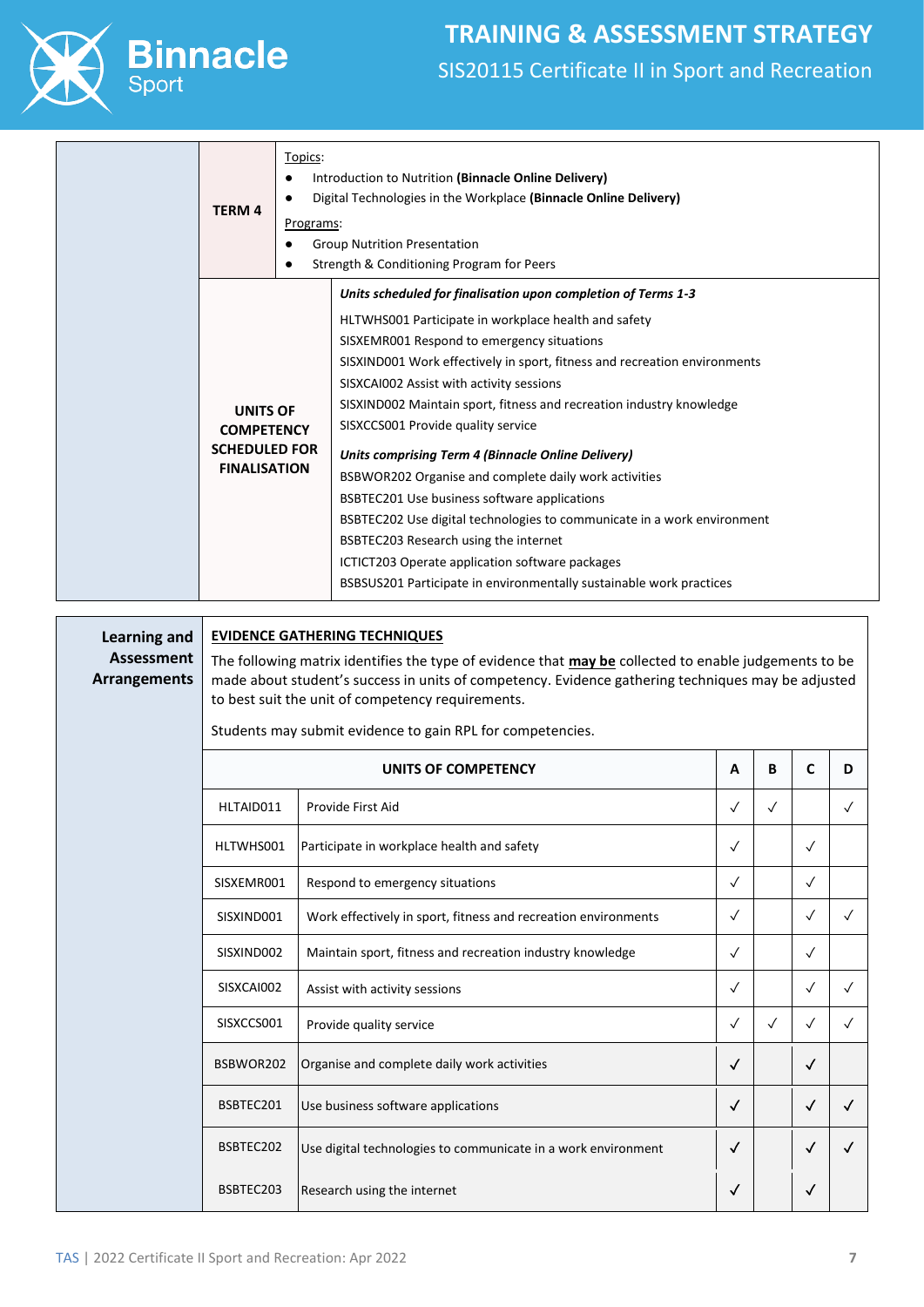| | | |
|---|---|---|
| **TERM 4** | Topics:<br>● Introduction to Nutrition **(Binnacle Online Delivery)**<br>● Digital Technologies in the Workplace **(Binnacle Online Delivery)**<br>Programs:<br>● Group Nutrition Presentation<br>● Strength & Conditioning Program for Peers | |
| **UNITS OF COMPETENCY SCHEDULED FOR FINALISATION** | ***Units scheduled for finalisation upon completion of Terms 1-3***<br>HLTWHS001 Participate in workplace health and safety<br>SISXEMR001 Respond to emergency situations<br>SISXIND001 Work effectively in sport, fitness and recreation environments<br>SISXCAI002 Assist with activity sessions<br>SISXIND002 Maintain sport, fitness and recreation industry knowledge<br>SISXCCS001 Provide quality service<br>***Units comprising Term 4 (Binnacle Online Delivery)***<br>BSBWOR202 Organise and complete daily work activities<br>BSBTEC201 Use business software applications<br>BSBTEC202 Use digital technologies to communicate in a work environment<br>BSBTEC203 Research using the internet<br>ICTICT203 Operate application software packages<br>BSBSUS201 Participate in environmentally sustainable work practices | |

## Learning and Assessment Arrangements

**EVIDENCE GATHERING TECHNIQUES**

The following matrix identifies the type of evidence that **may be** collected to enable judgements to be made about student's success in units of competency. Evidence gathering techniques may be adjusted to best suit the unit of competency requirements.

Students may submit evidence to gain RPL for competencies.

| UNITS OF COMPETENCY | | A | B | C | D |
|---|---|---|---|---|---|
| HLTAID011 | Provide First Aid | ✓ | ✓ | | ✓ |
| HLTWHS001 | Participate in workplace health and safety | ✓ | | ✓ | |
| SISXEMR001 | Respond to emergency situations | ✓ | | ✓ | |
| SISXIND001 | Work effectively in sport, fitness and recreation environments | ✓ | | ✓ | ✓ |
| SISXIND002 | Maintain sport, fitness and recreation industry knowledge | ✓ | | ✓ | |
| SISXCAI002 | Assist with activity sessions | ✓ | | ✓ | ✓ |
| SISXCCS001 | Provide quality service | ✓ | ✓ | ✓ | ✓ |
| BSBWOR202 | Organise and complete daily work activities | ✓ | | ✓ | |
| BSBTEC201 | Use business software applications | ✓ | | ✓ | ✓ |
| BSBTEC202 | Use digital technologies to communicate in a work environment | ✓ | | ✓ | ✓ |
| BSBTEC203 | Research using the internet | ✓ | | ✓ | |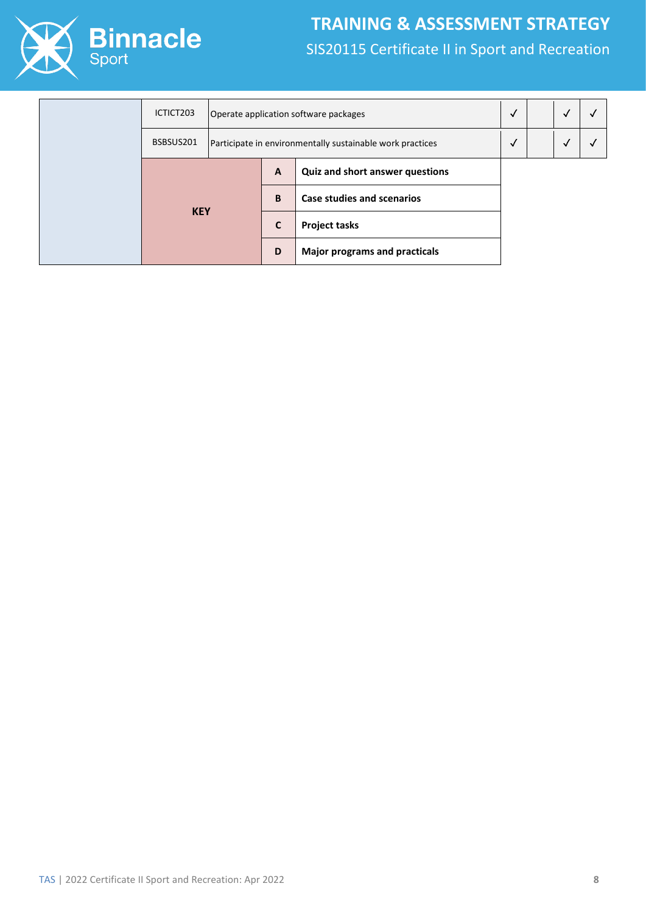| | | | A | B | C | D |
|---|---|---|---|---|---|---|
| | ICTICT203 | Operate application software packages | ✓ | | ✓ | ✓ |
| | BSBSUS201 | Participate in environmentally sustainable work practices | ✓ | | ✓ | ✓ |

| KEY | | |
|---|---|---|
| | **A** | **Quiz and short answer questions** |
| | **B** | **Case studies and scenarios** |
| | **C** | **Project tasks** |
| | **D** | **Major programs and practicals** |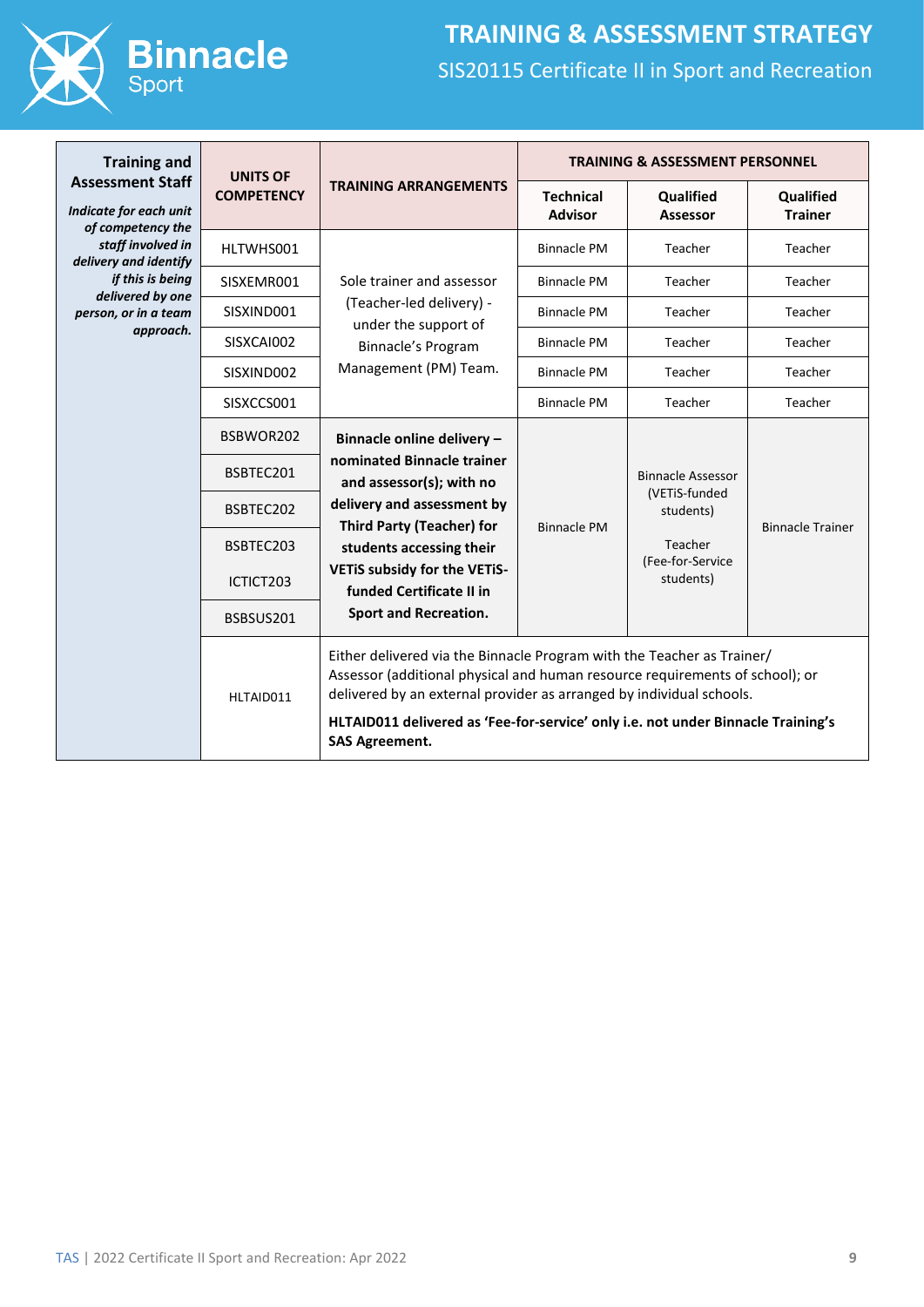# TRAINING & ASSESSMENT STRATEGY

SIS20115 Certificate II in Sport and Recreation

| Training and Assessment Staff *Indicate for each unit of competency the staff involved in delivery and identify if this is being delivered by one person, or in a team approach.* | UNITS OF COMPETENCY | TRAINING ARRANGEMENTS | TRAINING & ASSESSMENT PERSONNEL | | |
|---|---|---|---|---|---|
| | | | **Technical Advisor** | **Qualified Assessor** | **Qualified Trainer** |
| | HLTWHS001 | Sole trainer and assessor (Teacher-led delivery) - under the support of Binnacle's Program Management (PM) Team. | Binnacle PM | Teacher | Teacher |
| | SISXEMR001 | | Binnacle PM | Teacher | Teacher |
| | SISXIND001 | | Binnacle PM | Teacher | Teacher |
| | SISXCAI002 | | Binnacle PM | Teacher | Teacher |
| | SISXIND002 | | Binnacle PM | Teacher | Teacher |
| | SISXCCS001 | | Binnacle PM | Teacher | Teacher |
| | BSBWOR202 | **Binnacle online delivery – nominated Binnacle trainer and assessor(s); with no delivery and assessment by Third Party (Teacher) for students accessing their VETiS subsidy for the VETiS-funded Certificate II in Sport and Recreation.** | Binnacle PM | Binnacle Assessor (VETiS-funded students) Teacher (Fee-for-Service students) | Binnacle Trainer |
| | BSBTEC201 | | | | |
| | BSBTEC202 | | | | |
| | BSBTEC203 | | | | |
| | ICTICT203 | | | | |
| | BSBSUS201 | | | | |
| | HLTAID011 | Either delivered via the Binnacle Program with the Teacher as Trainer/ Assessor (additional physical and human resource requirements of school); or delivered by an external provider as arranged by individual schools. **HLTAID011 delivered as 'Fee-for-service' only i.e. not under Binnacle Training's SAS Agreement.** | | | |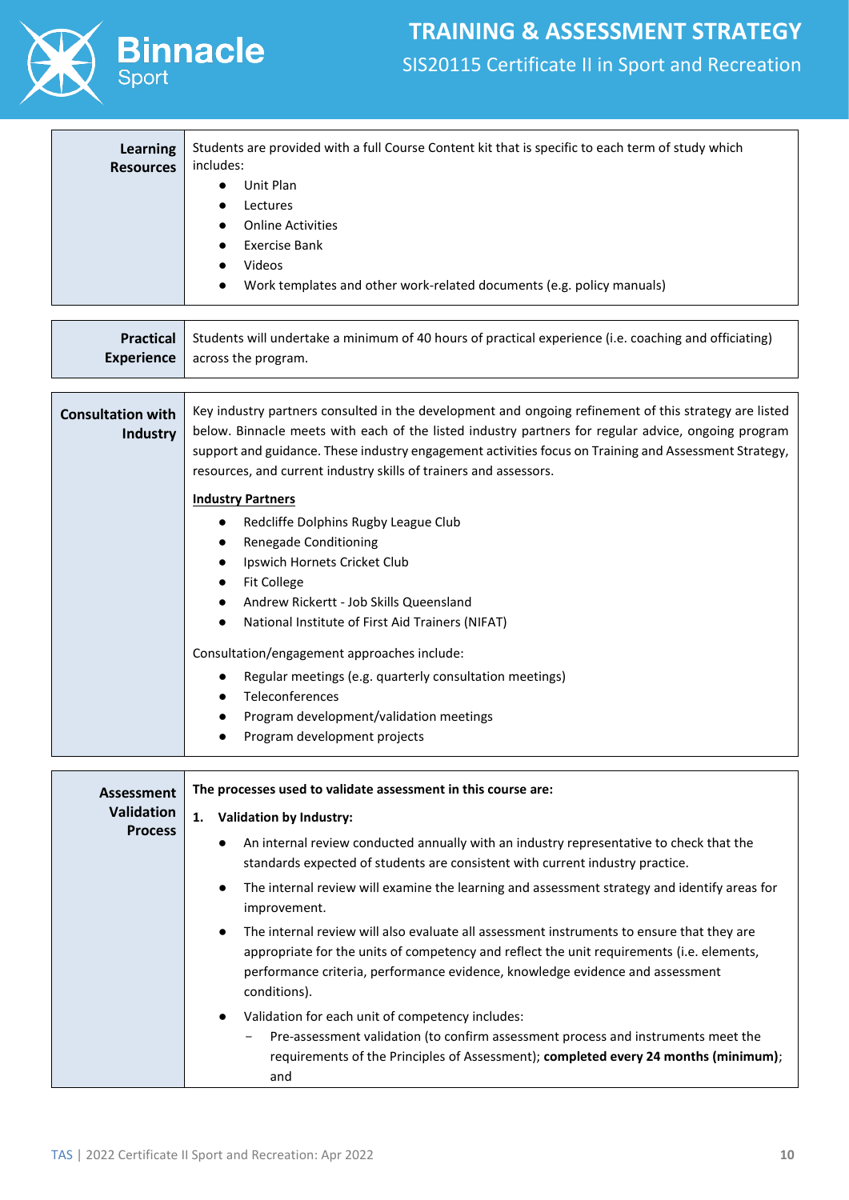| | |
|---|---|
| **Learning Resources** | Students are provided with a full Course Content kit that is specific to each term of study which includes:<br>● Unit Plan<br>● Lectures<br>● Online Activities<br>● Exercise Bank<br>● Videos<br>● Work templates and other work-related documents (e.g. policy manuals) |

| | |
|---|---|
| **Practical Experience** | Students will undertake a minimum of 40 hours of practical experience (i.e. coaching and officiating) across the program. |

| | |
|---|---|
| **Consultation with Industry** | Key industry partners consulted in the development and ongoing refinement of this strategy are listed below. Binnacle meets with each of the listed industry partners for regular advice, ongoing program support and guidance. These industry engagement activities focus on Training and Assessment Strategy, resources, and current industry skills of trainers and assessors.<br><br>**Industry Partners**<br>● Redcliffe Dolphins Rugby League Club<br>● Renegade Conditioning<br>● Ipswich Hornets Cricket Club<br>● Fit College<br>● Andrew Rickertt - Job Skills Queensland<br>● National Institute of First Aid Trainers (NIFAT)<br><br>Consultation/engagement approaches include:<br>● Regular meetings (e.g. quarterly consultation meetings)<br>● Teleconferences<br>● Program development/validation meetings<br>● Program development projects |

| | |
|---|---|
| **Assessment Validation Process** | **The processes used to validate assessment in this course are:**<br><br>**1. Validation by Industry:**<br>● An internal review conducted annually with an industry representative to check that the standards expected of students are consistent with current industry practice.<br>● The internal review will examine the learning and assessment strategy and identify areas for improvement.<br>● The internal review will also evaluate all assessment instruments to ensure that they are appropriate for the units of competency and reflect the unit requirements (i.e. elements, performance criteria, performance evidence, knowledge evidence and assessment conditions).<br>● Validation for each unit of competency includes:<br>&nbsp;&nbsp;&nbsp;&nbsp;– Pre-assessment validation (to confirm assessment process and instruments meet the requirements of the Principles of Assessment); **completed every 24 months (minimum)**; and |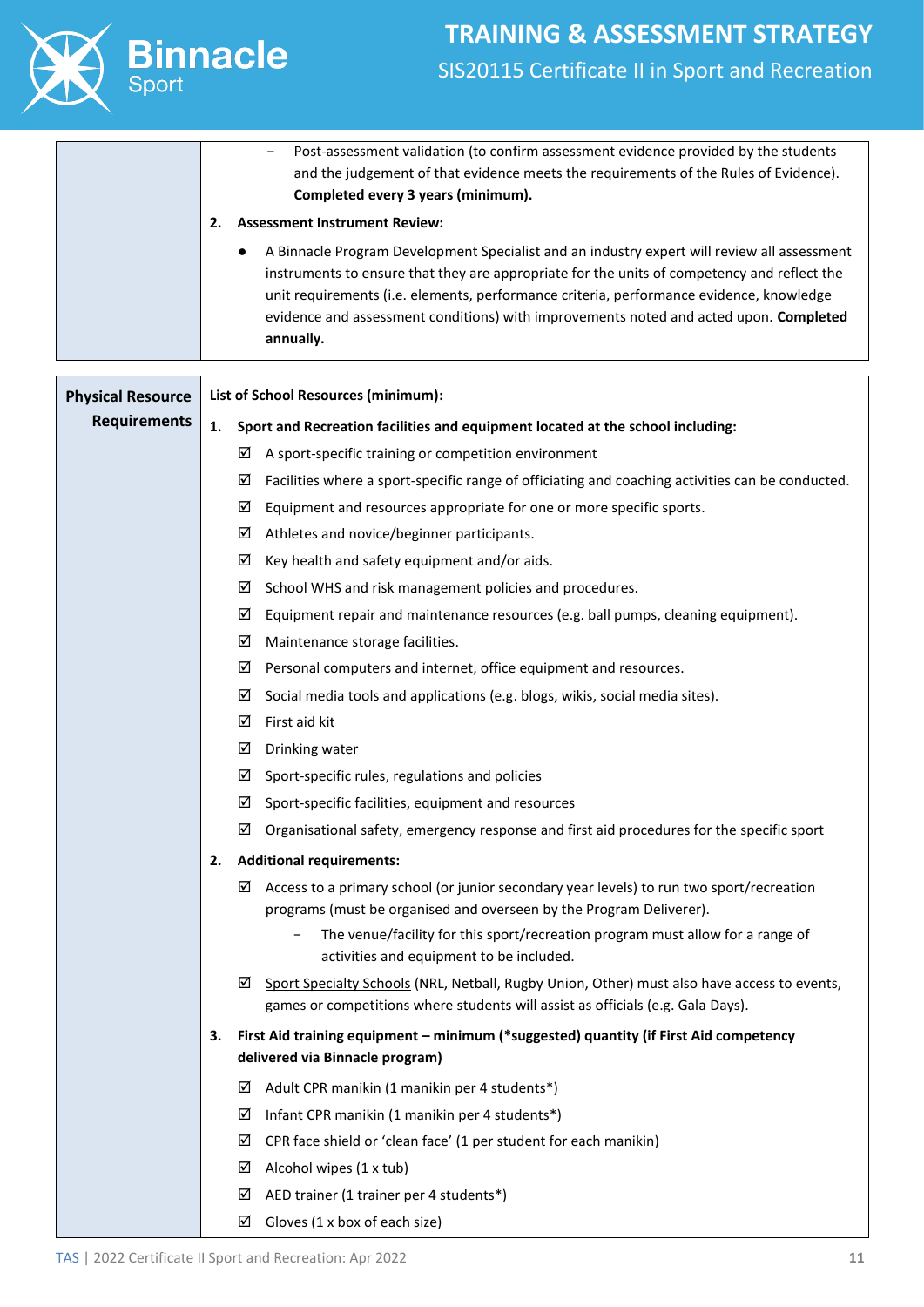| | |
|---|---|
| | – Post-assessment validation (to confirm assessment evidence provided by the students and the judgement of that evidence meets the requirements of the Rules of Evidence). **Completed every 3 years (minimum).**<br><br>**2. Assessment Instrument Review:**<br><br>● A Binnacle Program Development Specialist and an industry expert will review all assessment instruments to ensure that they are appropriate for the units of competency and reflect the unit requirements (i.e. elements, performance criteria, performance evidence, knowledge evidence and assessment conditions) with improvements noted and acted upon. **Completed annually.** |

| | |
|---|---|
| **Physical Resource Requirements** | <u>**List of School Resources (minimum):**</u><br><br>**1. Sport and Recreation facilities and equipment located at the school including:**<br><br>☑ A sport-specific training or competition environment<br>☑ Facilities where a sport-specific range of officiating and coaching activities can be conducted.<br>☑ Equipment and resources appropriate for one or more specific sports.<br>☑ Athletes and novice/beginner participants.<br>☑ Key health and safety equipment and/or aids.<br>☑ School WHS and risk management policies and procedures.<br>☑ Equipment repair and maintenance resources (e.g. ball pumps, cleaning equipment).<br>☑ Maintenance storage facilities.<br>☑ Personal computers and internet, office equipment and resources.<br>☑ Social media tools and applications (e.g. blogs, wikis, social media sites).<br>☑ First aid kit<br>☑ Drinking water<br>☑ Sport-specific rules, regulations and policies<br>☑ Sport-specific facilities, equipment and resources<br>☑ Organisational safety, emergency response and first aid procedures for the specific sport<br><br>**2. Additional requirements:**<br><br>☑ Access to a primary school (or junior secondary year levels) to run two sport/recreation programs (must be organised and overseen by the Program Deliverer).<br>– The venue/facility for this sport/recreation program must allow for a range of activities and equipment to be included.<br>☑ <u>Sport Specialty Schools</u> (NRL, Netball, Rugby Union, Other) must also have access to events, games or competitions where students will assist as officials (e.g. Gala Days).<br><br>**3. First Aid training equipment – minimum (*suggested) quantity (if First Aid competency delivered via Binnacle program)**<br><br>☑ Adult CPR manikin (1 manikin per 4 students*)<br>☑ Infant CPR manikin (1 manikin per 4 students*)<br>☑ CPR face shield or 'clean face' (1 per student for each manikin)<br>☑ Alcohol wipes (1 x tub)<br>☑ AED trainer (1 trainer per 4 students*)<br>☑ Gloves (1 x box of each size) |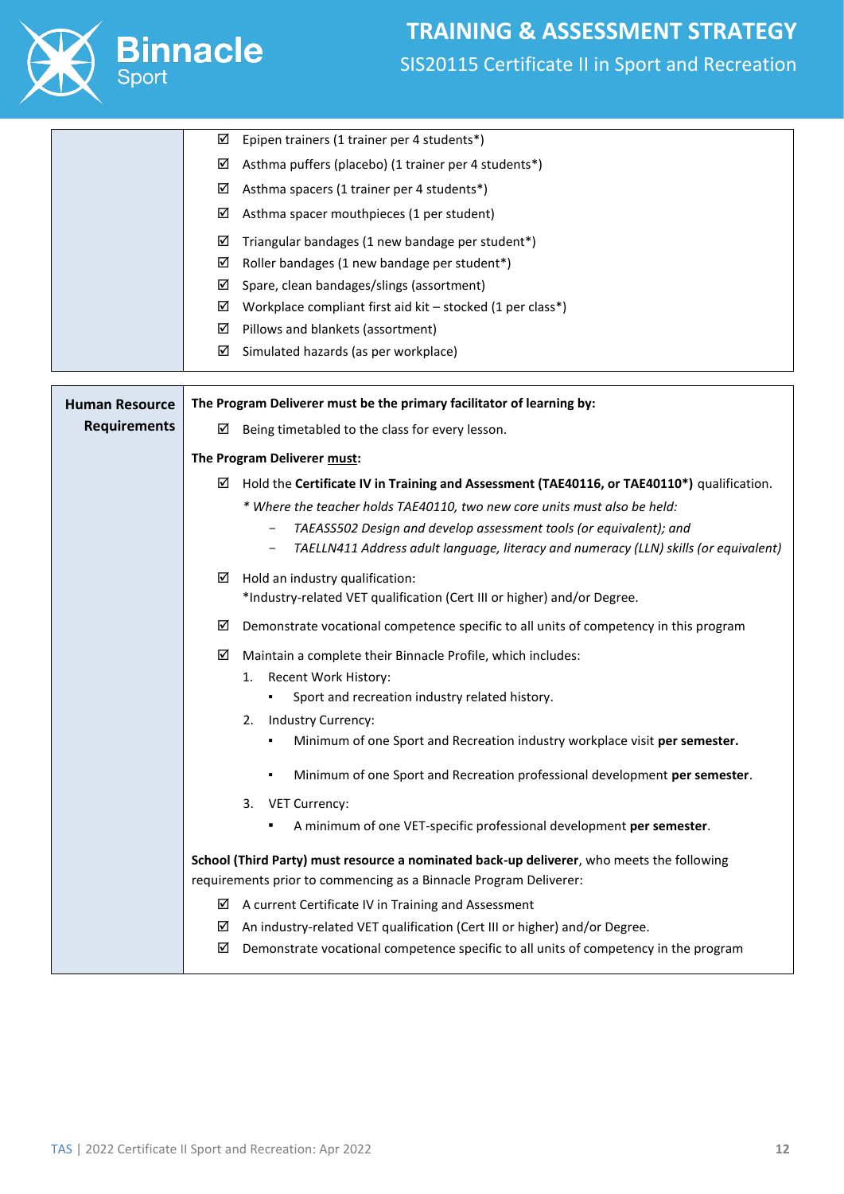| | |
|---|---|
| | ☑ Epipen trainers (1 trainer per 4 students*)<br>☑ Asthma puffers (placebo) (1 trainer per 4 students*)<br>☑ Asthma spacers (1 trainer per 4 students*)<br>☑ Asthma spacer mouthpieces (1 per student)<br>☑ Triangular bandages (1 new bandage per student*)<br>☑ Roller bandages (1 new bandage per student*)<br>☑ Spare, clean bandages/slings (assortment)<br>☑ Workplace compliant first aid kit – stocked (1 per class*)<br>☑ Pillows and blankets (assortment)<br>☑ Simulated hazards (as per workplace) |

| | |
|---|---|
| **Human Resource Requirements** | **The Program Deliverer must be the primary facilitator of learning by:**<br>☑ Being timetabled to the class for every lesson.<br><br>**The Program Deliverer must:**<br>☑ Hold the **Certificate IV in Training and Assessment (TAE40116, or TAE40110*)** qualification.<br>*\* Where the teacher holds TAE40110, two new core units must also be held:*<br>– *TAEASS502 Design and develop assessment tools (or equivalent); and*<br>– *TAELLN411 Address adult language, literacy and numeracy (LLN) skills (or equivalent)*<br>☑ Hold an industry qualification:<br>*Industry-related VET qualification (Cert III or higher) and/or Degree.<br>☑ Demonstrate vocational competence specific to all units of competency in this program<br>☑ Maintain a complete their Binnacle Profile, which includes:<br>1. Recent Work History:<br>▪ Sport and recreation industry related history.<br>2. Industry Currency:<br>▪ Minimum of one Sport and Recreation industry workplace visit **per semester.**<br>▪ Minimum of one Sport and Recreation professional development **per semester**.<br>3. VET Currency:<br>▪ A minimum of one VET-specific professional development **per semester**.<br><br>**School (Third Party) must resource a nominated back-up deliverer**, who meets the following requirements prior to commencing as a Binnacle Program Deliverer:<br>☑ A current Certificate IV in Training and Assessment<br>☑ An industry-related VET qualification (Cert III or higher) and/or Degree.<br>☑ Demonstrate vocational competence specific to all units of competency in the program |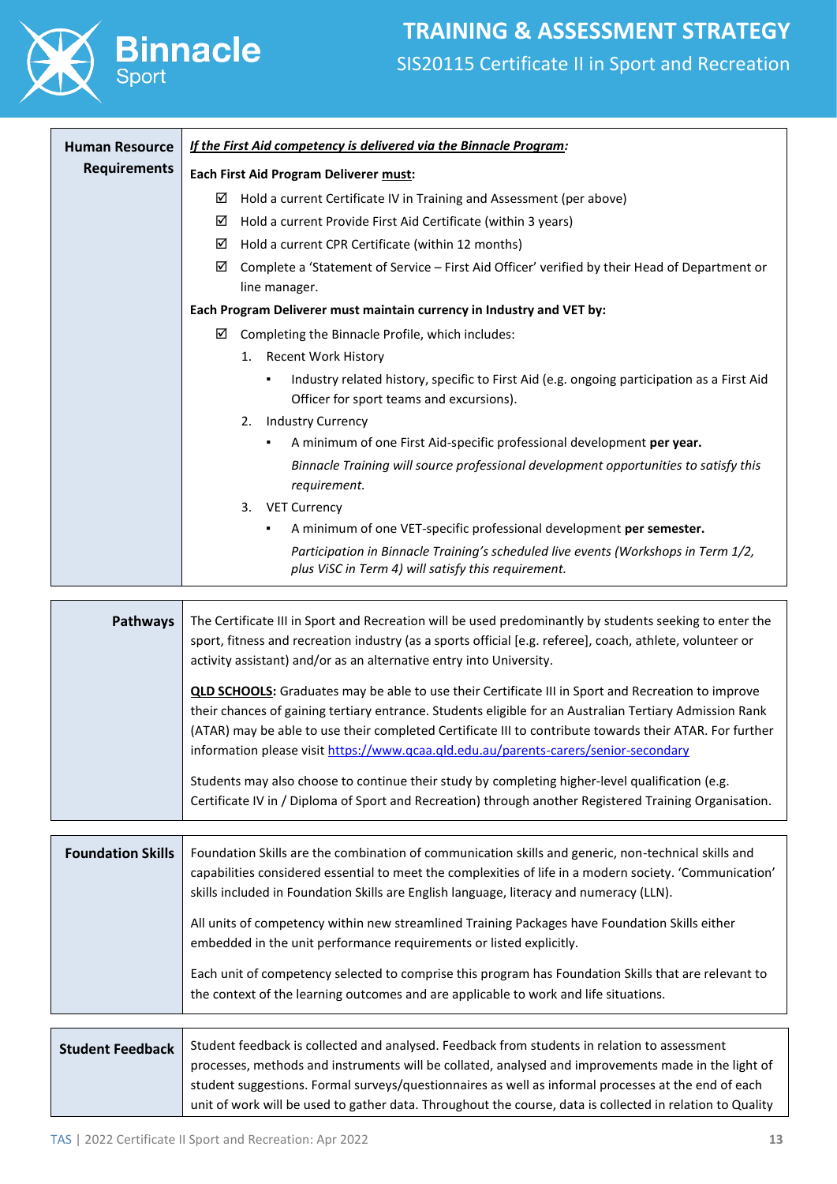| Human Resource Requirements | *__If the First Aid competency is delivered via the Binnacle Program__:* <br><br> **Each First Aid Program Deliverer __must__:** <br> ☑ Hold a current Certificate IV in Training and Assessment (per above) <br> ☑ Hold a current Provide First Aid Certificate (within 3 years) <br> ☑ Hold a current CPR Certificate (within 12 months) <br> ☑ Complete a 'Statement of Service – First Aid Officer' verified by their Head of Department or line manager. <br><br> **Each Program Deliverer must maintain currency in Industry and VET by:** <br> ☑ Completing the Binnacle Profile, which includes: <br> 1. Recent Work History <br> ▪ Industry related history, specific to First Aid (e.g. ongoing participation as a First Aid Officer for sport teams and excursions). <br> 2. Industry Currency <br> ▪ A minimum of one First Aid-specific professional development **per year.** <br> *Binnacle Training will source professional development opportunities to satisfy this requirement.* <br> 3. VET Currency <br> ▪ A minimum of one VET-specific professional development **per semester.** <br> *Participation in Binnacle Training's scheduled live events (Workshops in Term 1/2, plus ViSC in Term 4) will satisfy this requirement.* |
|---|---|

| Pathways | The Certificate III in Sport and Recreation will be used predominantly by students seeking to enter the sport, fitness and recreation industry (as a sports official [e.g. referee], coach, athlete, volunteer or activity assistant) and/or as an alternative entry into University. <br><br> **__QLD SCHOOLS__:** Graduates may be able to use their Certificate III in Sport and Recreation to improve their chances of gaining tertiary entrance. Students eligible for an Australian Tertiary Admission Rank (ATAR) may be able to use their completed Certificate III to contribute towards their ATAR. For further information please visit https://www.qcaa.qld.edu.au/parents-carers/senior-secondary <br><br> Students may also choose to continue their study by completing higher-level qualification (e.g. Certificate IV in / Diploma of Sport and Recreation) through another Registered Training Organisation. |
|---|---|

| Foundation Skills | Foundation Skills are the combination of communication skills and generic, non-technical skills and capabilities considered essential to meet the complexities of life in a modern society. 'Communication' skills included in Foundation Skills are English language, literacy and numeracy (LLN). <br><br> All units of competency within new streamlined Training Packages have Foundation Skills either embedded in the unit performance requirements or listed explicitly. <br><br> Each unit of competency selected to comprise this program has Foundation Skills that are relevant to the context of the learning outcomes and are applicable to work and life situations. |
|---|---|

| Student Feedback | Student feedback is collected and analysed. Feedback from students in relation to assessment processes, methods and instruments will be collated, analysed and improvements made in the light of student suggestions. Formal surveys/questionnaires as well as informal processes at the end of each unit of work will be used to gather data. Throughout the course, data is collected in relation to Quality |
|---|---|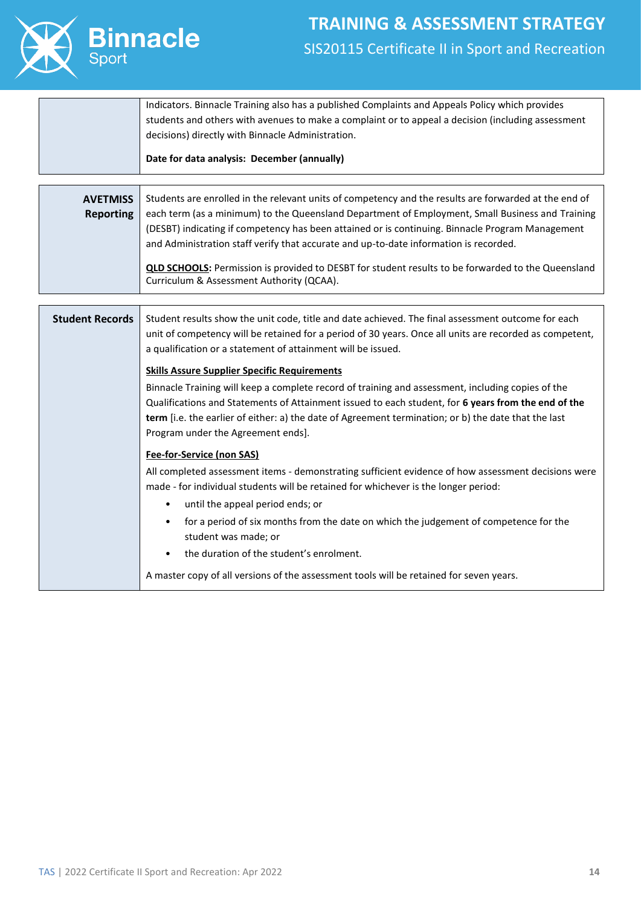| | |
|---|---|
| | Indicators. Binnacle Training also has a published Complaints and Appeals Policy which provides students and others with avenues to make a complaint or to appeal a decision (including assessment decisions) directly with Binnacle Administration.<br><br>**Date for data analysis: December (annually)** |

| | |
|---|---|
| **AVETMISS Reporting** | Students are enrolled in the relevant units of competency and the results are forwarded at the end of each term (as a minimum) to the Queensland Department of Employment, Small Business and Training (DESBT) indicating if competency has been attained or is continuing. Binnacle Program Management and Administration staff verify that accurate and up-to-date information is recorded.<br><br>**QLD SCHOOLS:** Permission is provided to DESBT for student results to be forwarded to the Queensland Curriculum & Assessment Authority (QCAA). |

| | |
|---|---|
| **Student Records** | Student results show the unit code, title and date achieved. The final assessment outcome for each unit of competency will be retained for a period of 30 years. Once all units are recorded as competent, a qualification or a statement of attainment will be issued.<br><br>**Skills Assure Supplier Specific Requirements**<br>Binnacle Training will keep a complete record of training and assessment, including copies of the Qualifications and Statements of Attainment issued to each student, for **6 years from the end of the term** [i.e. the earlier of either: a) the date of Agreement termination; or b) the date that the last Program under the Agreement ends].<br><br>**Fee-for-Service (non SAS)**<br>All completed assessment items - demonstrating sufficient evidence of how assessment decisions were made - for individual students will be retained for whichever is the longer period:<br>• until the appeal period ends; or<br>• for a period of six months from the date on which the judgement of competence for the student was made; or<br>• the duration of the student's enrolment.<br><br>A master copy of all versions of the assessment tools will be retained for seven years. |